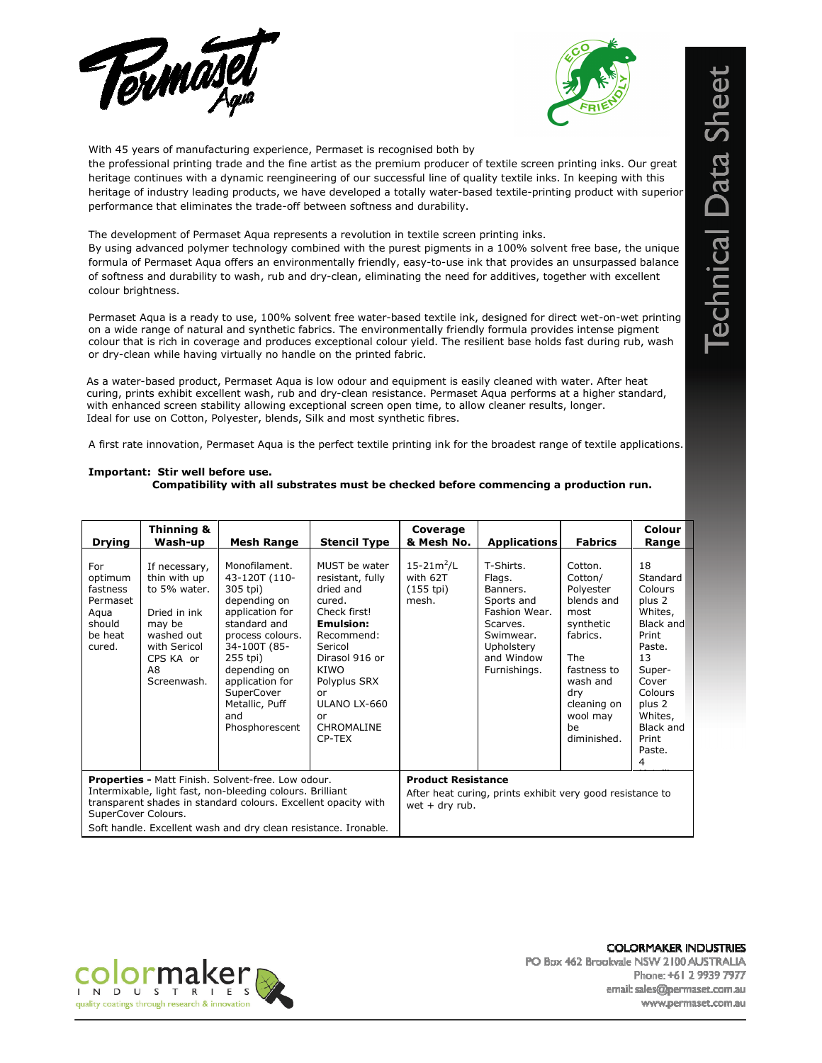# Permaset Aqua

## Technical Data Sheet

With 45 years of manufacturing experience, Permaset is recognised both by the professional printing trade and the fine artist as the premium producer of textile screen printing inks. Our great heritage continues with a dynamic reengineering of our successful line of quality textile inks. In keeping with this heritage of industry leading products, we have developed a totally water-based textile-printing product with superior performance that eliminates the trade-off between softness and durability.

The development of Permaset Aqua represents a revolution in textile screen printing inks. By using advanced polymer technology combined with the purest pigments in a 100% solvent free base, the unique formula of Permaset Aqua offers an environmentally friendly, easy-to-use ink that provides an unsurpassed balance of softness and durability to wash, rub and dry-clean, eliminating the need for additives, together with excellent colour brightness.

Permaset Aqua is a ready to use, 100% solvent free water-based textile ink, designed for direct wet-on-wet printing on a wide range of natural and synthetic fabrics. The environmentally friendly formula provides intense pigment colour that is rich in coverage and produces exceptional colour yield. The resilient base holds fast during rub, wash or dry-clean while having virtually no handle on the printed fabric.

As a water-based product, Permaset Aqua is low odour and equipment is easily cleaned with water. After heat curing, prints exhibit excellent wash, rub and dry-clean resistance. Permaset Aqua performs at a higher standard, with enhanced screen stability allowing exceptional screen open time, to allow cleaner results, longer. Ideal for use on Cotton, Polyester, blends, Silk and most synthetic fibres.

A first rate innovation, Permaset Aqua is the perfect textile printing ink for the broadest range of textile applications.

**Important: Stir well before use.**
**Compatibility with all substrates must be checked before commencing a production run.**

| Drying | Thinning & Wash-up | Mesh Range | Stencil Type | Coverage & Mesh No. | Applications | Fabrics | Colour Range |
|---|---|---|---|---|---|---|---|
| For optimum fastness Permaset Aqua should be heat cured. | If necessary, thin with up to 5% water. Dried in ink may be washed out with Sericol CPS KA or A8 Screenwash. | Monofilament. 43-120T (110-305 tpi) depending on application for standard and process colours. 34-100T (85-255 tpi) depending on application for SuperCover Metallic, Puff and Phosphorescent | MUST be water resistant, fully dried and cured. Check first! **Emulsion:** Recommend: Sericol Dirasol 916 or KIWO Polyplus SRX or ULANO LX-660 or CHROMALINE CP-TEX | 15-21m²/L with 62T (155 tpi) mesh. | T-Shirts. Flags. Banners. Sports and Fashion Wear. Scarves. Swimwear. Upholstery and Window Furnishings. | Cotton. Cotton/ Polyester blends and most synthetic fabrics. The fastness to wash and dry cleaning on wool may be diminished. | 18 Standard Colours plus 2 Whites, Black and Print Paste. 13 Super-Cover Colours plus 2 Whites, Black and Print Paste. 4 |

**Properties -** Matt Finish. Solvent-free. Low odour. Intermixable, light fast, non-bleeding colours. Brilliant transparent shades in standard colours. Excellent opacity with SuperCover Colours.
Soft handle. Excellent wash and dry clean resistance. Ironable.

**Product Resistance**
After heat curing, prints exhibit very good resistance to wet + dry rub.

COLORMAKER INDUSTRIES
PO Box 462 Brookvale NSW 2100 AUSTRALIA
Phone: +61 2 9939 7977
email: sales@permaset.com.au
www.permaset.com.au

colormaker INDUSTRIES — quality coatings through research & innovation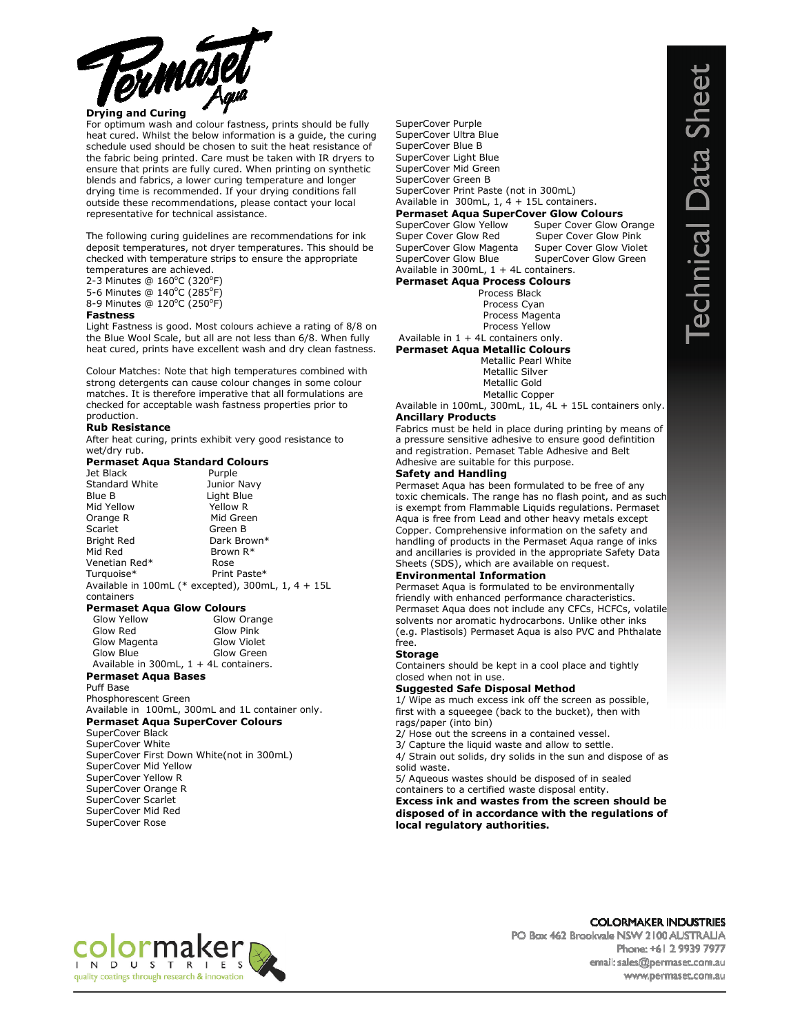## Drying and Curing

For optimum wash and colour fastness, prints should be fully heat cured. Whilst the below information is a guide, the curing schedule used should be chosen to suit the heat resistance of the fabric being printed. Care must be taken with IR dryers to ensure that prints are fully cured. When printing on synthetic blends and fabrics, a lower curing temperature and longer drying time is recommended. If your drying conditions fall outside these recommendations, please contact your local representative for technical assistance.

The following curing guidelines are recommendations for ink deposit temperatures, not dryer temperatures. This should be checked with temperature strips to ensure the appropriate temperatures are achieved.

2-3 Minutes @ 160°C (320°F)
5-6 Minutes @ 140°C (285°F)
8-9 Minutes @ 120°C (250°F)

## Fastness

Light Fastness is good. Most colours achieve a rating of 8/8 on the Blue Wool Scale, but all are not less than 6/8. When fully heat cured, prints have excellent wash and dry clean fastness.

Colour Matches: Note that high temperatures combined with strong detergents can cause colour changes in some colour matches. It is therefore imperative that all formulations are checked for acceptable wash fastness properties prior to production.

## Rub Resistance

After heat curing, prints exhibit very good resistance to wet/dry rub.

## Permaset Aqua Standard Colours

| | |
|---|---|
| Jet Black | Purple |
| Standard White | Junior Navy |
| Blue B | Light Blue |
| Mid Yellow | Yellow R |
| Orange R | Mid Green |
| Scarlet | Green B |
| Bright Red | Dark Brown* |
| Mid Red | Brown R* |
| Venetian Red* | Rose |
| Turquoise* | Print Paste* |

Available in 100mL (* excepted), 300mL, 1, 4 + 15L containers

## Permaset Aqua Glow Colours

| | |
|---|---|
| Glow Yellow | Glow Orange |
| Glow Red | Glow Pink |
| Glow Magenta | Glow Violet |
| Glow Blue | Glow Green |

Available in 300mL, 1 + 4L containers.

## Permaset Aqua Bases

Puff Base
Phosphorescent Green
Available in 100mL, 300mL and 1L container only.

## Permaset Aqua SuperCover Colours

SuperCover Black
SuperCover White
SuperCover First Down White(not in 300mL)
SuperCover Mid Yellow
SuperCover Yellow R
SuperCover Orange R
SuperCover Scarlet
SuperCover Mid Red
SuperCover Rose
SuperCover Purple
SuperCover Ultra Blue
SuperCover Blue B
SuperCover Light Blue
SuperCover Mid Green
SuperCover Green B
SuperCover Print Paste (not in 300mL)
Available in 300mL, 1, 4 + 15L containers.

## Permaset Aqua SuperCover Glow Colours

| | |
|---|---|
| SuperCover Glow Yellow | Super Cover Glow Orange |
| Super Cover Glow Red | Super Cover Glow Pink |
| SuperCover Glow Magenta | Super Cover Glow Violet |
| SuperCover Glow Blue | SuperCover Glow Green |

Available in 300mL, 1 + 4L containers.

## Permaset Aqua Process Colours

Process Black
Process Cyan
Process Magenta
Process Yellow

Available in 1 + 4L containers only.

## Permaset Aqua Metallic Colours

Metallic Pearl White
Metallic Silver
Metallic Gold
Metallic Copper

Available in 100mL, 300mL, 1L, 4L + 15L containers only.

## Ancillary Products

Fabrics must be held in place during printing by means of a pressure sensitive adhesive to ensure good defintition and registration. Pemaset Table Adhesive and Belt Adhesive are suitable for this purpose.

## Safety and Handling

Permaset Aqua has been formulated to be free of any toxic chemicals. The range has no flash point, and as such is exempt from Flammable Liquids regulations. Permaset Aqua is free from Lead and other heavy metals except Copper. Comprehensive information on the safety and handling of products in the Permaset Aqua range of inks and ancillaries is provided in the appropriate Safety Data Sheets (SDS), which are available on request.

## Environmental Information

Permaset Aqua is formulated to be environmentally friendly with enhanced performance characteristics. Permaset Aqua does not include any CFCs, HCFCs, volatile solvents nor aromatic hydrocarbons. Unlike other inks (e.g. Plastisols) Permaset Aqua is also PVC and Phthalate free.

## Storage

Containers should be kept in a cool place and tightly closed when not in use.

## Suggested Safe Disposal Method

1/ Wipe as much excess ink off the screen as possible, first with a squeegee (back to the bucket), then with rags/paper (into bin)
2/ Hose out the screens in a contained vessel.
3/ Capture the liquid waste and allow to settle.
4/ Strain out solids, dry solids in the sun and dispose of as solid waste.
5/ Aqueous wastes should be disposed of in sealed containers to a certified waste disposal entity.

**Excess ink and wastes from the screen should be disposed of in accordance with the regulations of local regulatory authorities.**

COLORMAKER INDUSTRIES
PO Box 462 Brookvale NSW 2100 AUSTRALIA
Phone: +61 2 9939 7977
email: sales@permaset.com.au
www.permaset.com.au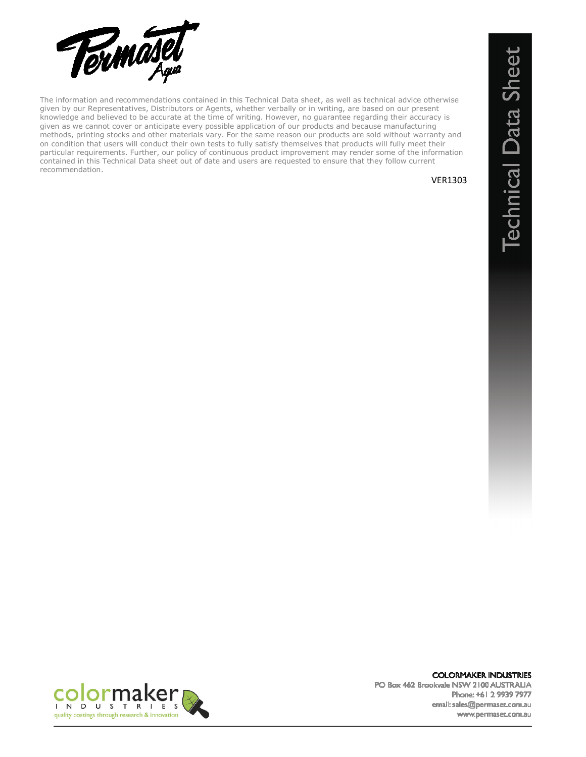The information and recommendations contained in this Technical Data sheet, as well as technical advice otherwise given by our Representatives, Distributors or Agents, whether verbally or in writing, are based on our present knowledge and believed to be accurate at the time of writing. However, no guarantee regarding their accuracy is given as we cannot cover or anticipate every possible application of our products and because manufacturing methods, printing stocks and other materials vary. For the same reason our products are sold without warranty and on condition that users will conduct their own tests to fully satisfy themselves that products will fully meet their particular requirements. Further, our policy of continuous product improvement may render some of the information contained in this Technical Data sheet out of date and users are requested to ensure that they follow current recommendation.

VER1303

COLORMAKER INDUSTRIES
PO Box 462 Brookvale NSW 2100 AUSTRALIA
Phone: +61 2 9939 7977
email: sales@permaset.com.au
www.permaset.com.au